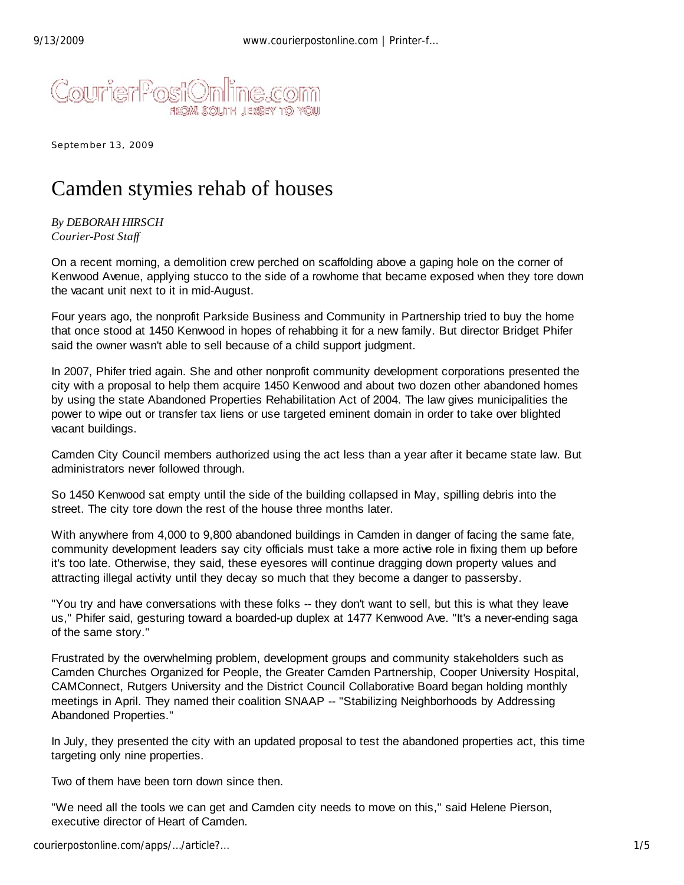CourierPostOnline.com
FROM SOUTH JERSEY TO YOU

September 13, 2009

# Camden stymies rehab of houses

*By DEBORAH HIRSCH*
*Courier-Post Staff*

On a recent morning, a demolition crew perched on scaffolding above a gaping hole on the corner of Kenwood Avenue, applying stucco to the side of a rowhome that became exposed when they tore down the vacant unit next to it in mid-August.

Four years ago, the nonprofit Parkside Business and Community in Partnership tried to buy the home that once stood at 1450 Kenwood in hopes of rehabbing it for a new family. But director Bridget Phifer said the owner wasn't able to sell because of a child support judgment.

In 2007, Phifer tried again. She and other nonprofit community development corporations presented the city with a proposal to help them acquire 1450 Kenwood and about two dozen other abandoned homes by using the state Abandoned Properties Rehabilitation Act of 2004. The law gives municipalities the power to wipe out or transfer tax liens or use targeted eminent domain in order to take over blighted vacant buildings.

Camden City Council members authorized using the act less than a year after it became state law. But administrators never followed through.

So 1450 Kenwood sat empty until the side of the building collapsed in May, spilling debris into the street. The city tore down the rest of the house three months later.

With anywhere from 4,000 to 9,800 abandoned buildings in Camden in danger of facing the same fate, community development leaders say city officials must take a more active role in fixing them up before it's too late. Otherwise, they said, these eyesores will continue dragging down property values and attracting illegal activity until they decay so much that they become a danger to passersby.

"You try and have conversations with these folks -- they don't want to sell, but this is what they leave us," Phifer said, gesturing toward a boarded-up duplex at 1477 Kenwood Ave. "It's a never-ending saga of the same story."

Frustrated by the overwhelming problem, development groups and community stakeholders such as Camden Churches Organized for People, the Greater Camden Partnership, Cooper University Hospital, CAMConnect, Rutgers University and the District Council Collaborative Board began holding monthly meetings in April. They named their coalition SNAAP -- "Stabilizing Neighborhoods by Addressing Abandoned Properties."

In July, they presented the city with an updated proposal to test the abandoned properties act, this time targeting only nine properties.

Two of them have been torn down since then.

"We need all the tools we can get and Camden city needs to move on this," said Helene Pierson, executive director of Heart of Camden.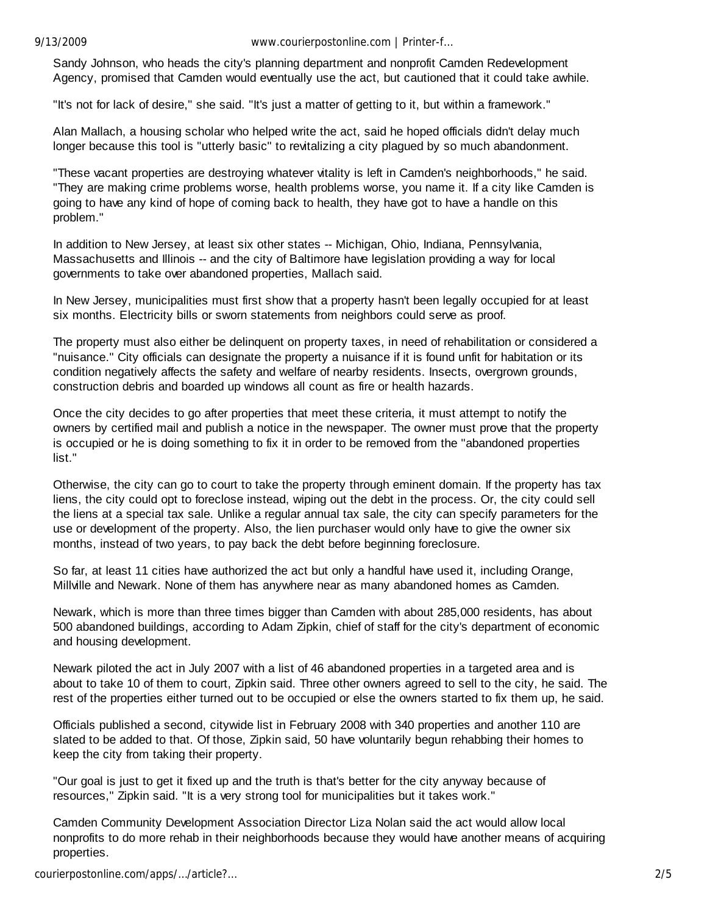Sandy Johnson, who heads the city's planning department and nonprofit Camden Redevelopment Agency, promised that Camden would eventually use the act, but cautioned that it could take awhile.

"It's not for lack of desire," she said. "It's just a matter of getting to it, but within a framework."

Alan Mallach, a housing scholar who helped write the act, said he hoped officials didn't delay much longer because this tool is "utterly basic" to revitalizing a city plagued by so much abandonment.

"These vacant properties are destroying whatever vitality is left in Camden's neighborhoods," he said. "They are making crime problems worse, health problems worse, you name it. If a city like Camden is going to have any kind of hope of coming back to health, they have got to have a handle on this problem."

In addition to New Jersey, at least six other states -- Michigan, Ohio, Indiana, Pennsylvania, Massachusetts and Illinois -- and the city of Baltimore have legislation providing a way for local governments to take over abandoned properties, Mallach said.

In New Jersey, municipalities must first show that a property hasn't been legally occupied for at least six months. Electricity bills or sworn statements from neighbors could serve as proof.

The property must also either be delinquent on property taxes, in need of rehabilitation or considered a "nuisance." City officials can designate the property a nuisance if it is found unfit for habitation or its condition negatively affects the safety and welfare of nearby residents. Insects, overgrown grounds, construction debris and boarded up windows all count as fire or health hazards.

Once the city decides to go after properties that meet these criteria, it must attempt to notify the owners by certified mail and publish a notice in the newspaper. The owner must prove that the property is occupied or he is doing something to fix it in order to be removed from the "abandoned properties list."

Otherwise, the city can go to court to take the property through eminent domain. If the property has tax liens, the city could opt to foreclose instead, wiping out the debt in the process. Or, the city could sell the liens at a special tax sale. Unlike a regular annual tax sale, the city can specify parameters for the use or development of the property. Also, the lien purchaser would only have to give the owner six months, instead of two years, to pay back the debt before beginning foreclosure.

So far, at least 11 cities have authorized the act but only a handful have used it, including Orange, Millville and Newark. None of them has anywhere near as many abandoned homes as Camden.

Newark, which is more than three times bigger than Camden with about 285,000 residents, has about 500 abandoned buildings, according to Adam Zipkin, chief of staff for the city's department of economic and housing development.

Newark piloted the act in July 2007 with a list of 46 abandoned properties in a targeted area and is about to take 10 of them to court, Zipkin said. Three other owners agreed to sell to the city, he said. The rest of the properties either turned out to be occupied or else the owners started to fix them up, he said.

Officials published a second, citywide list in February 2008 with 340 properties and another 110 are slated to be added to that. Of those, Zipkin said, 50 have voluntarily begun rehabbing their homes to keep the city from taking their property.

"Our goal is just to get it fixed up and the truth is that's better for the city anyway because of resources," Zipkin said. "It is a very strong tool for municipalities but it takes work."

Camden Community Development Association Director Liza Nolan said the act would allow local nonprofits to do more rehab in their neighborhoods because they would have another means of acquiring properties.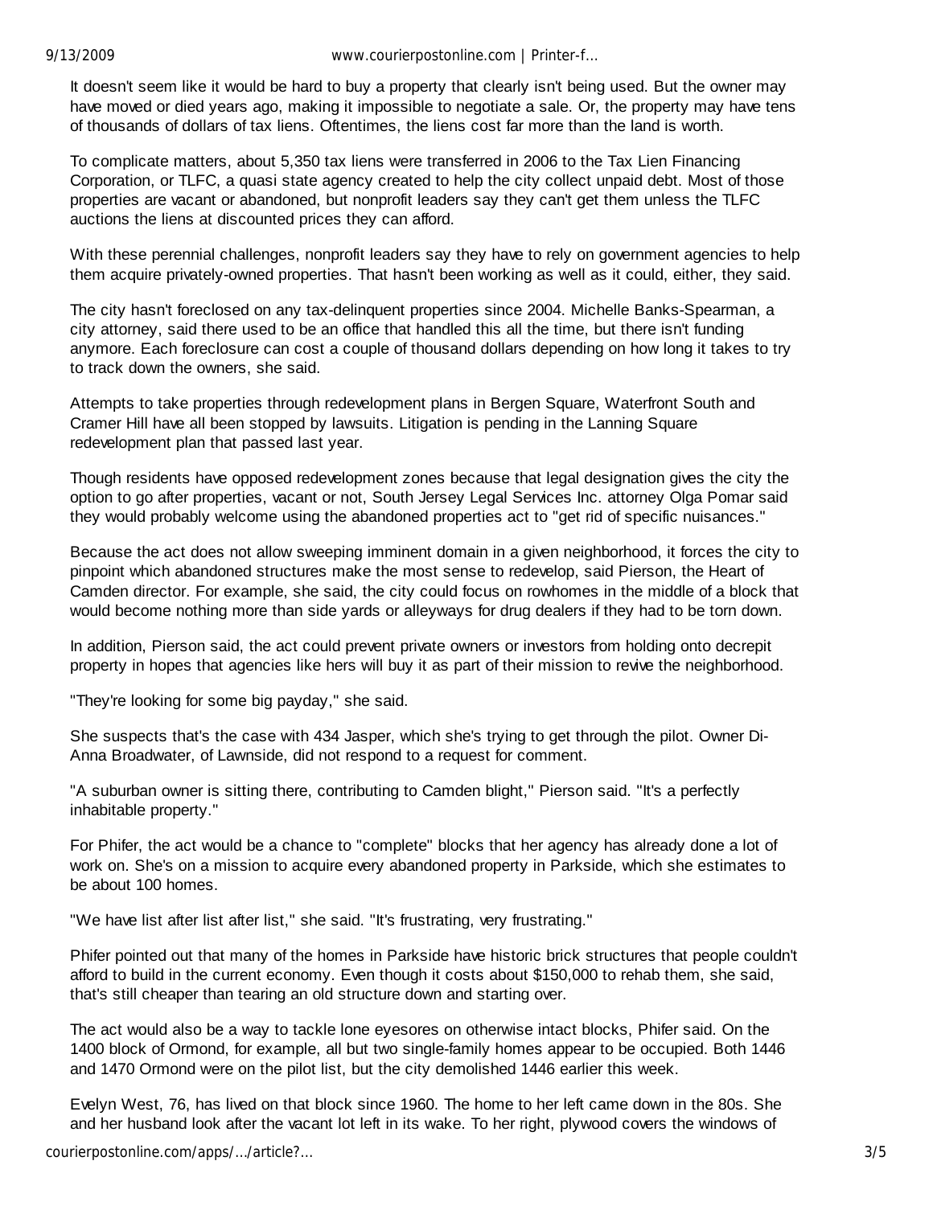It doesn't seem like it would be hard to buy a property that clearly isn't being used. But the owner may have moved or died years ago, making it impossible to negotiate a sale. Or, the property may have tens of thousands of dollars of tax liens. Oftentimes, the liens cost far more than the land is worth.

To complicate matters, about 5,350 tax liens were transferred in 2006 to the Tax Lien Financing Corporation, or TLFC, a quasi state agency created to help the city collect unpaid debt. Most of those properties are vacant or abandoned, but nonprofit leaders say they can't get them unless the TLFC auctions the liens at discounted prices they can afford.

With these perennial challenges, nonprofit leaders say they have to rely on government agencies to help them acquire privately-owned properties. That hasn't been working as well as it could, either, they said.

The city hasn't foreclosed on any tax-delinquent properties since 2004. Michelle Banks-Spearman, a city attorney, said there used to be an office that handled this all the time, but there isn't funding anymore. Each foreclosure can cost a couple of thousand dollars depending on how long it takes to try to track down the owners, she said.

Attempts to take properties through redevelopment plans in Bergen Square, Waterfront South and Cramer Hill have all been stopped by lawsuits. Litigation is pending in the Lanning Square redevelopment plan that passed last year.

Though residents have opposed redevelopment zones because that legal designation gives the city the option to go after properties, vacant or not, South Jersey Legal Services Inc. attorney Olga Pomar said they would probably welcome using the abandoned properties act to "get rid of specific nuisances."

Because the act does not allow sweeping imminent domain in a given neighborhood, it forces the city to pinpoint which abandoned structures make the most sense to redevelop, said Pierson, the Heart of Camden director. For example, she said, the city could focus on rowhomes in the middle of a block that would become nothing more than side yards or alleyways for drug dealers if they had to be torn down.

In addition, Pierson said, the act could prevent private owners or investors from holding onto decrepit property in hopes that agencies like hers will buy it as part of their mission to revive the neighborhood.

"They're looking for some big payday," she said.

She suspects that's the case with 434 Jasper, which she's trying to get through the pilot. Owner Di-Anna Broadwater, of Lawnside, did not respond to a request for comment.

"A suburban owner is sitting there, contributing to Camden blight," Pierson said. "It's a perfectly inhabitable property."

For Phifer, the act would be a chance to "complete" blocks that her agency has already done a lot of work on. She's on a mission to acquire every abandoned property in Parkside, which she estimates to be about 100 homes.

"We have list after list after list," she said. "It's frustrating, very frustrating."

Phifer pointed out that many of the homes in Parkside have historic brick structures that people couldn't afford to build in the current economy. Even though it costs about $150,000 to rehab them, she said, that's still cheaper than tearing an old structure down and starting over.

The act would also be a way to tackle lone eyesores on otherwise intact blocks, Phifer said. On the 1400 block of Ormond, for example, all but two single-family homes appear to be occupied. Both 1446 and 1470 Ormond were on the pilot list, but the city demolished 1446 earlier this week.

Evelyn West, 76, has lived on that block since 1960. The home to her left came down in the 80s. She and her husband look after the vacant lot left in its wake. To her right, plywood covers the windows of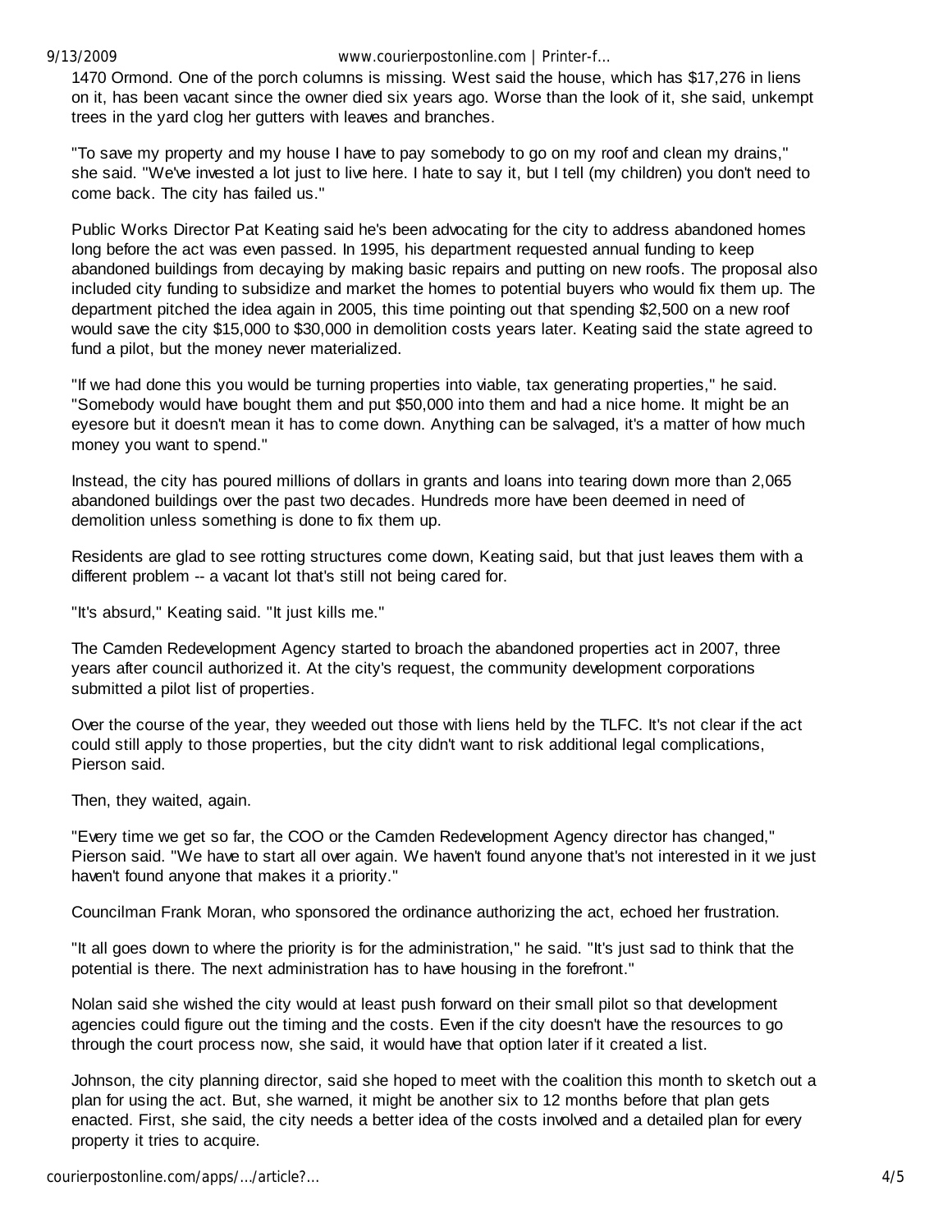1470 Ormond. One of the porch columns is missing. West said the house, which has $17,276 in liens on it, has been vacant since the owner died six years ago. Worse than the look of it, she said, unkempt trees in the yard clog her gutters with leaves and branches.

"To save my property and my house I have to pay somebody to go on my roof and clean my drains," she said. "We've invested a lot just to live here. I hate to say it, but I tell (my children) you don't need to come back. The city has failed us."

Public Works Director Pat Keating said he's been advocating for the city to address abandoned homes long before the act was even passed. In 1995, his department requested annual funding to keep abandoned buildings from decaying by making basic repairs and putting on new roofs. The proposal also included city funding to subsidize and market the homes to potential buyers who would fix them up. The department pitched the idea again in 2005, this time pointing out that spending $2,500 on a new roof would save the city $15,000 to $30,000 in demolition costs years later. Keating said the state agreed to fund a pilot, but the money never materialized.

"If we had done this you would be turning properties into viable, tax generating properties," he said. "Somebody would have bought them and put $50,000 into them and had a nice home. It might be an eyesore but it doesn't mean it has to come down. Anything can be salvaged, it's a matter of how much money you want to spend."

Instead, the city has poured millions of dollars in grants and loans into tearing down more than 2,065 abandoned buildings over the past two decades. Hundreds more have been deemed in need of demolition unless something is done to fix them up.

Residents are glad to see rotting structures come down, Keating said, but that just leaves them with a different problem -- a vacant lot that's still not being cared for.

"It's absurd," Keating said. "It just kills me."

The Camden Redevelopment Agency started to broach the abandoned properties act in 2007, three years after council authorized it. At the city's request, the community development corporations submitted a pilot list of properties.

Over the course of the year, they weeded out those with liens held by the TLFC. It's not clear if the act could still apply to those properties, but the city didn't want to risk additional legal complications, Pierson said.

Then, they waited, again.

"Every time we get so far, the COO or the Camden Redevelopment Agency director has changed," Pierson said. "We have to start all over again. We haven't found anyone that's not interested in it we just haven't found anyone that makes it a priority."

Councilman Frank Moran, who sponsored the ordinance authorizing the act, echoed her frustration.

"It all goes down to where the priority is for the administration," he said. "It's just sad to think that the potential is there. The next administration has to have housing in the forefront."

Nolan said she wished the city would at least push forward on their small pilot so that development agencies could figure out the timing and the costs. Even if the city doesn't have the resources to go through the court process now, she said, it would have that option later if it created a list.

Johnson, the city planning director, said she hoped to meet with the coalition this month to sketch out a plan for using the act. But, she warned, it might be another six to 12 months before that plan gets enacted. First, she said, the city needs a better idea of the costs involved and a detailed plan for every property it tries to acquire.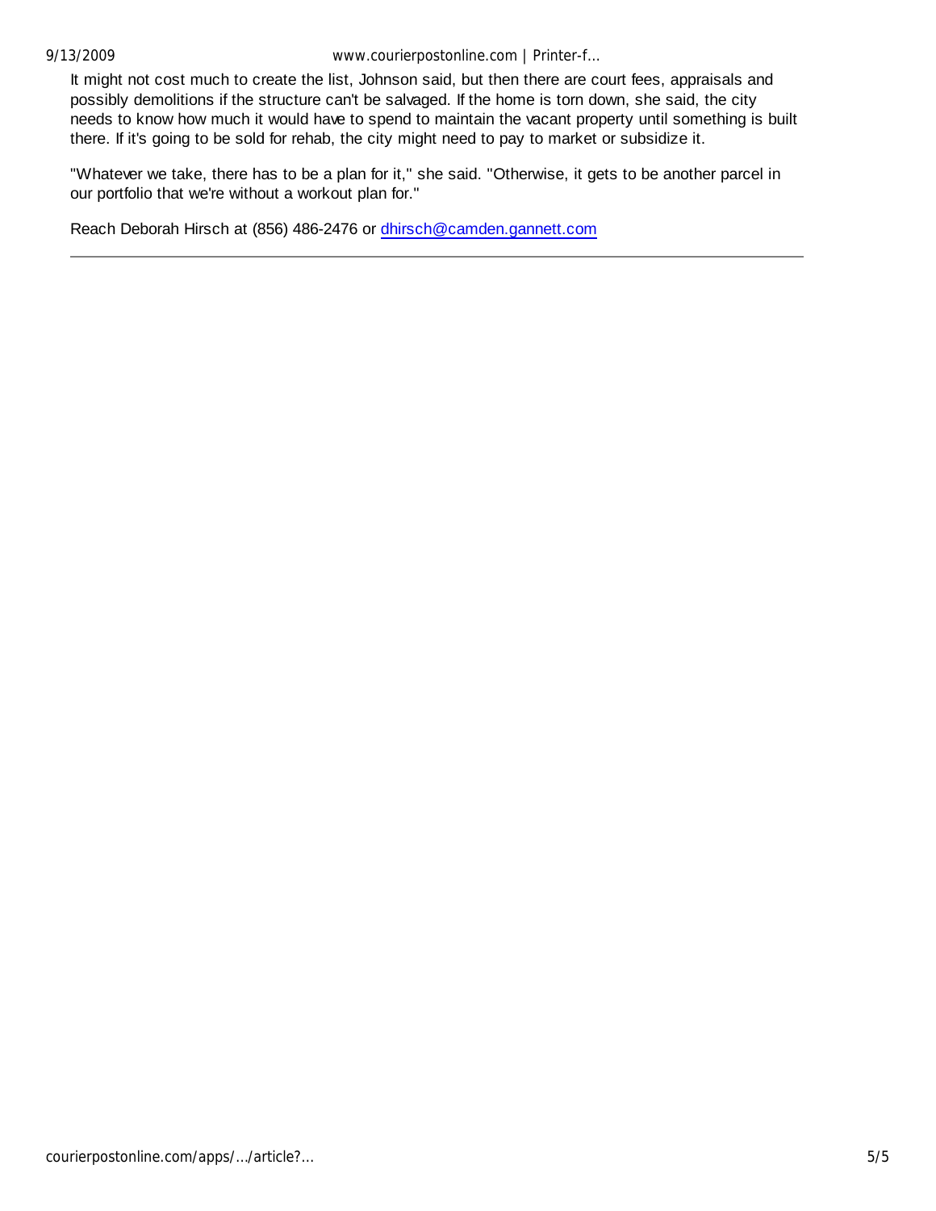It might not cost much to create the list, Johnson said, but then there are court fees, appraisals and possibly demolitions if the structure can't be salvaged. If the home is torn down, she said, the city needs to know how much it would have to spend to maintain the vacant property until something is built there. If it's going to be sold for rehab, the city might need to pay to market or subsidize it.

"Whatever we take, there has to be a plan for it," she said. "Otherwise, it gets to be another parcel in our portfolio that we're without a workout plan for."

Reach Deborah Hirsch at (856) 486-2476 or dhirsch@camden.gannett.com

---